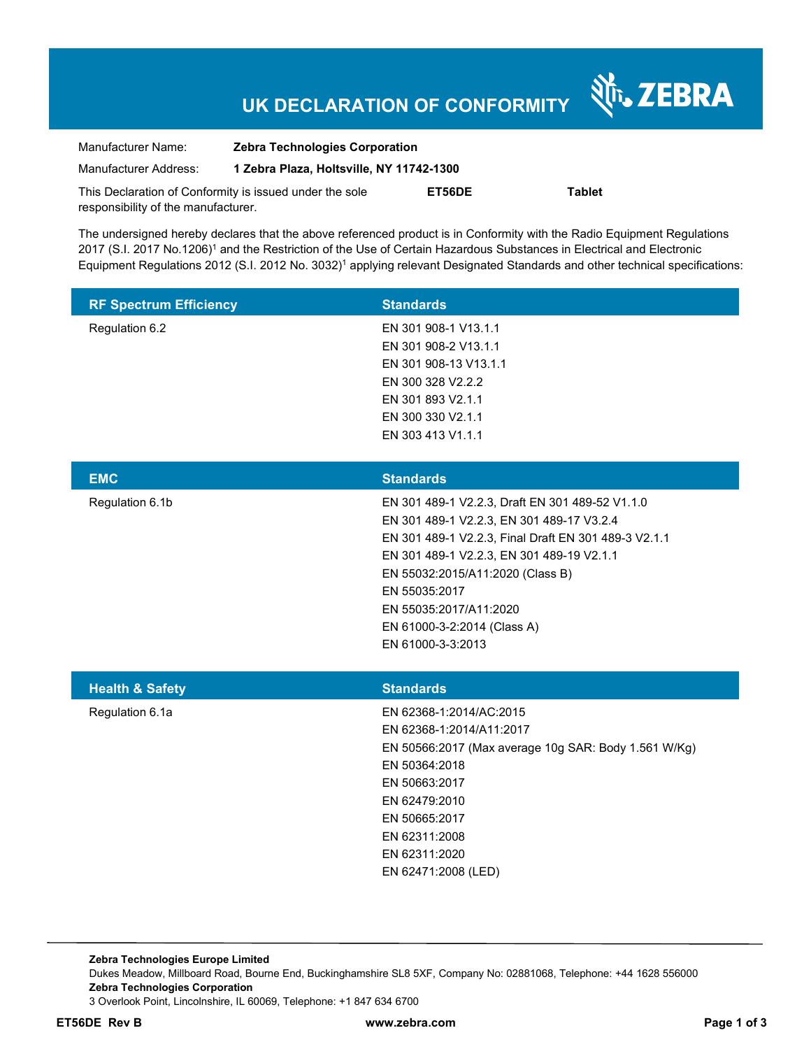# UK DECLARATION OF CONFORMITY

ZEBRA

Manufacturer Name: **Zebra Technologies Corporation**

Manufacturer Address: **1 Zebra Plaza, Holtsville, NY 11742-1300**

This Declaration of Conformity is issued under the sole responsibility of the manufacturer. **ET56DE** **Tablet**

The undersigned hereby declares that the above referenced product is in Conformity with the Radio Equipment Regulations 2017 (S.I. 2017 No.1206)[1] and the Restriction of the Use of Certain Hazardous Substances in Electrical and Electronic Equipment Regulations 2012 (S.I. 2012 No. 3032)[1] applying relevant Designated Standards and other technical specifications:

| RF Spectrum Efficiency | Standards |
|---|---|
| Regulation 6.2 | EN 301 908-1 V13.1.1<br>EN 301 908-2 V13.1.1<br>EN 301 908-13 V13.1.1<br>EN 300 328 V2.2.2<br>EN 301 893 V2.1.1<br>EN 300 330 V2.1.1<br>EN 303 413 V1.1.1 |

| EMC | Standards |
|---|---|
| Regulation 6.1b | EN 301 489-1 V2.2.3, Draft EN 301 489-52 V1.1.0<br>EN 301 489-1 V2.2.3, EN 301 489-17 V3.2.4<br>EN 301 489-1 V2.2.3, Final Draft EN 301 489-3 V2.1.1<br>EN 301 489-1 V2.2.3, EN 301 489-19 V2.1.1<br>EN 55032:2015/A11:2020 (Class B)<br>EN 55035:2017<br>EN 55035:2017/A11:2020<br>EN 61000-3-2:2014 (Class A)<br>EN 61000-3-3:2013 |

| Health & Safety | Standards |
|---|---|
| Regulation 6.1a | EN 62368-1:2014/AC:2015<br>EN 62368-1:2014/A11:2017<br>EN 50566:2017 (Max average 10g SAR: Body 1.561 W/Kg)<br>EN 50364:2018<br>EN 50663:2017<br>EN 62479:2010<br>EN 50665:2017<br>EN 62311:2008<br>EN 62311:2020<br>EN 62471:2008 (LED) |

**Zebra Technologies Europe Limited**
Dukes Meadow, Millboard Road, Bourne End, Buckinghamshire SL8 5XF, Company No: 02881068, Telephone: +44 1628 556000
**Zebra Technologies Corporation**
3 Overlook Point, Lincolnshire, IL 60069, Telephone: +1 847 634 6700

**ET56DE Rev B** **www.zebra.com**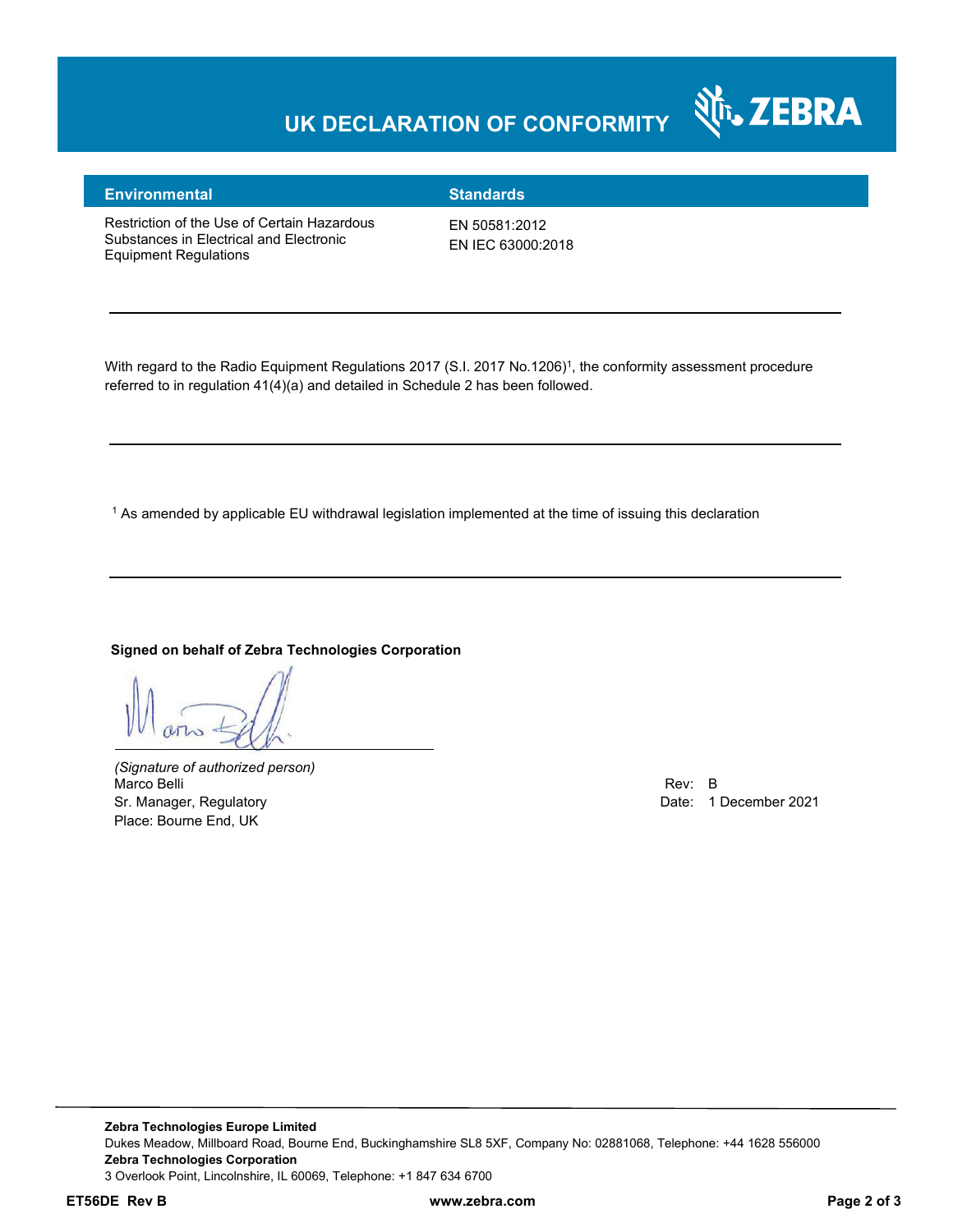# UK DECLARATION OF CONFORMITY

| Environmental | Standards |
| --- | --- |
| Restriction of the Use of Certain Hazardous Substances in Electrical and Electronic Equipment Regulations | EN 50581:2012<br>EN IEC 63000:2018 |

---

With regard to the Radio Equipment Regulations 2017 (S.I. 2017 No.1206)[1], the conformity assessment procedure referred to in regulation 41(4)(a) and detailed in Schedule 2 has been followed.

---

[1] As amended by applicable EU withdrawal legislation implemented at the time of issuing this declaration

---

**Signed on behalf of Zebra Technologies Corporation**

*(Signature of authorized person)*
Marco Belli
Sr. Manager, Regulatory
Place: Bourne End, UK

Rev: B
Date: 1 December 2021

**Zebra Technologies Europe Limited**
Dukes Meadow, Millboard Road, Bourne End, Buckinghamshire SL8 5XF, Company No: 02881068, Telephone: +44 1628 556000
**Zebra Technologies Corporation**
3 Overlook Point, Lincolnshire, IL 60069, Telephone: +1 847 634 6700

**ET56DE Rev B** www.zebra.com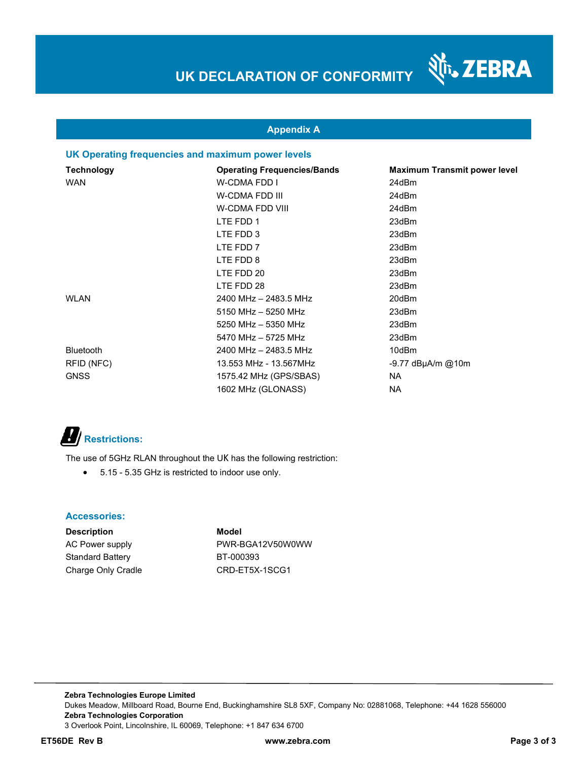# UK DECLARATION OF CONFORMITY

## Appendix A

### UK Operating frequencies and maximum power levels

| Technology | Operating Frequencies/Bands | Maximum Transmit power level |
|---|---|---|
| WAN | W-CDMA FDD I | 24dBm |
| | W-CDMA FDD III | 24dBm |
| | W-CDMA FDD VIII | 24dBm |
| | LTE FDD 1 | 23dBm |
| | LTE FDD 3 | 23dBm |
| | LTE FDD 7 | 23dBm |
| | LTE FDD 8 | 23dBm |
| | LTE FDD 20 | 23dBm |
| | LTE FDD 28 | 23dBm |
| WLAN | 2400 MHz – 2483.5 MHz | 20dBm |
| | 5150 MHz – 5250 MHz | 23dBm |
| | 5250 MHz – 5350 MHz | 23dBm |
| | 5470 MHz – 5725 MHz | 23dBm |
| Bluetooth | 2400 MHz – 2483.5 MHz | 10dBm |
| RFID (NFC) | 13.553 MHz - 13.567MHz | -9.77 dBμA/m @10m |
| GNSS | 1575.42 MHz (GPS/SBAS) | NA |
| | 1602 MHz (GLONASS) | NA |

### Restrictions:

The use of 5GHz RLAN throughout the UK has the following restriction:

- 5.15 - 5.35 GHz is restricted to indoor use only.

### Accessories:

| Description | Model |
|---|---|
| AC Power supply | PWR-BGA12V50W0WW |
| Standard Battery | BT-000393 |
| Charge Only Cradle | CRD-ET5X-1SCG1 |

**Zebra Technologies Europe Limited**
Dukes Meadow, Millboard Road, Bourne End, Buckinghamshire SL8 5XF, Company No: 02881068, Telephone: +44 1628 556000
**Zebra Technologies Corporation**
3 Overlook Point, Lincolnshire, IL 60069, Telephone: +1 847 634 6700

**ET56DE Rev B** **www.zebra.com**